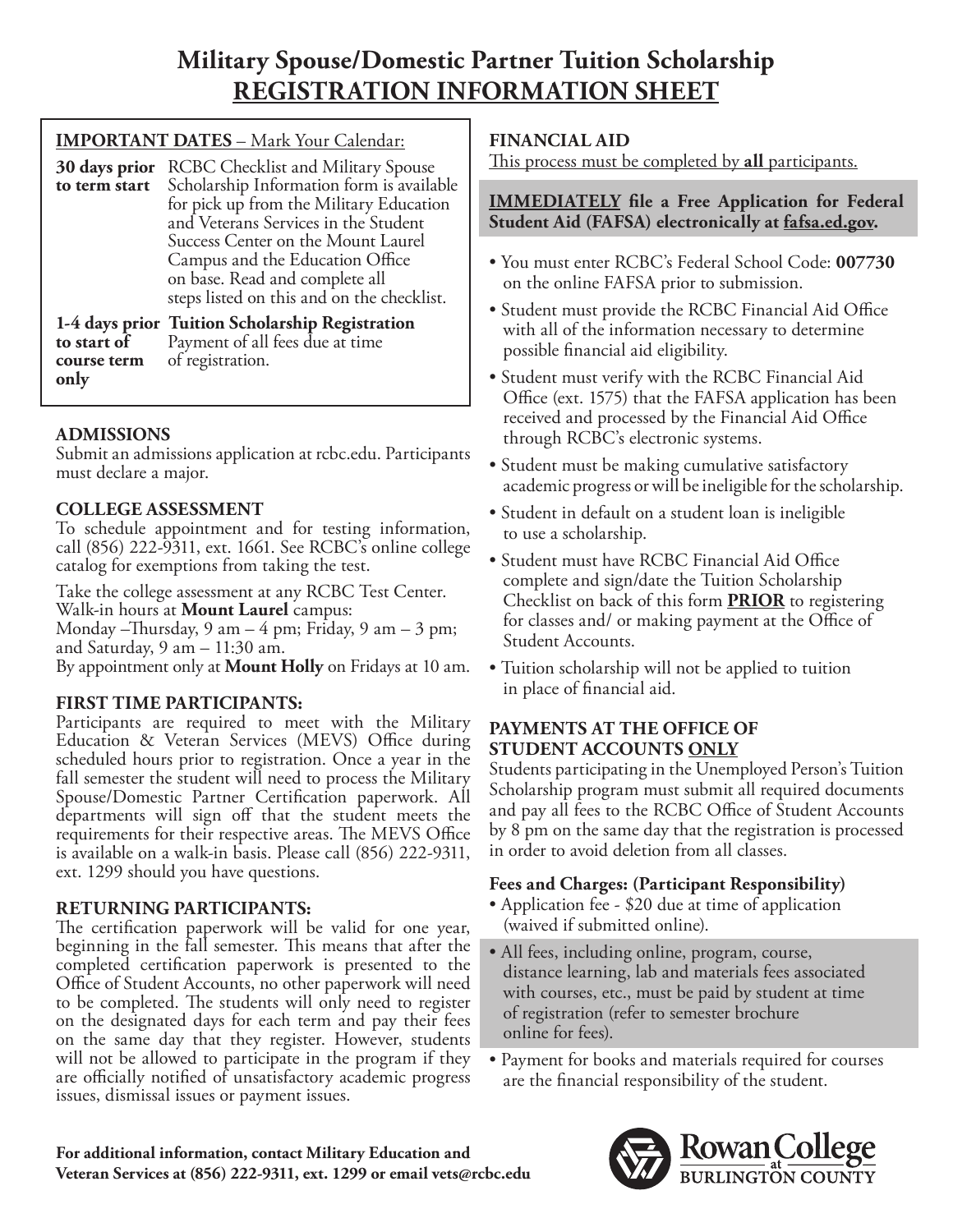# Military Spouse/Domestic Partner Tuition Scholarship
## REGISTRATION INFORMATION SHEET

**IMPORTANT DATES** – Mark Your Calendar:

| | |
|---|---|
| **30 days prior to term start** | RCBC Checklist and Military Spouse Scholarship Information form is available for pick up from the Military Education and Veterans Services in the Student Success Center on the Mount Laurel Campus and the Education Office on base. Read and complete all steps listed on this and on the checklist. |
| **1-4 days prior to start of course term only** | **Tuition Scholarship Registration** Payment of all fees due at time of registration. |

### ADMISSIONS

Submit an admissions application at rcbc.edu. Participants must declare a major.

### COLLEGE ASSESSMENT

To schedule appointment and for testing information, call (856) 222-9311, ext. 1661. See RCBC's online college catalog for exemptions from taking the test.

Take the college assessment at any RCBC Test Center. Walk-in hours at **Mount Laurel** campus:
Monday –Thursday, 9 am – 4 pm; Friday, 9 am – 3 pm; and Saturday, 9 am – 11:30 am.
By appointment only at **Mount Holly** on Fridays at 10 am.

### FIRST TIME PARTICIPANTS:

Participants are required to meet with the Military Education & Veteran Services (MEVS) Office during scheduled hours prior to registration. Once a year in the fall semester the student will need to process the Military Spouse/Domestic Partner Certification paperwork. All departments will sign off that the student meets the requirements for their respective areas. The MEVS Office is available on a walk-in basis. Please call (856) 222-9311, ext. 1299 should you have questions.

### RETURNING PARTICIPANTS:

The certification paperwork will be valid for one year, beginning in the fall semester. This means that after the completed certification paperwork is presented to the Office of Student Accounts, no other paperwork will need to be completed. The students will only need to register on the designated days for each term and pay their fees on the same day that they register. However, students will not be allowed to participate in the program if they are officially notified of unsatisfactory academic progress issues, dismissal issues or payment issues.

### FINANCIAL AID

This process must be completed by **all** participants.

**IMMEDIATELY file a Free Application for Federal Student Aid (FAFSA) electronically at fafsa.ed.gov.**

- You must enter RCBC's Federal School Code: **007730** on the online FAFSA prior to submission.
- Student must provide the RCBC Financial Aid Office with all of the information necessary to determine possible financial aid eligibility.
- Student must verify with the RCBC Financial Aid Office (ext. 1575) that the FAFSA application has been received and processed by the Financial Aid Office through RCBC's electronic systems.
- Student must be making cumulative satisfactory academic progress or will be ineligible for the scholarship.
- Student in default on a student loan is ineligible to use a scholarship.
- Student must have RCBC Financial Aid Office complete and sign/date the Tuition Scholarship Checklist on back of this form **PRIOR** to registering for classes and/ or making payment at the Office of Student Accounts.
- Tuition scholarship will not be applied to tuition in place of financial aid.

### PAYMENTS AT THE OFFICE OF STUDENT ACCOUNTS ONLY

Students participating in the Unemployed Person's Tuition Scholarship program must submit all required documents and pay all fees to the RCBC Office of Student Accounts by 8 pm on the same day that the registration is processed in order to avoid deletion from all classes.

**Fees and Charges: (Participant Responsibility)**

- Application fee - $20 due at time of application (waived if submitted online).
- All fees, including online, program, course, distance learning, lab and materials fees associated with courses, etc., must be paid by student at time of registration (refer to semester brochure online for fees).
- Payment for books and materials required for courses are the financial responsibility of the student.

**For additional information, contact Military Education and Veteran Services at (856) 222-9311, ext. 1299 or email vets@rcbc.edu**

Rowan College at Burlington County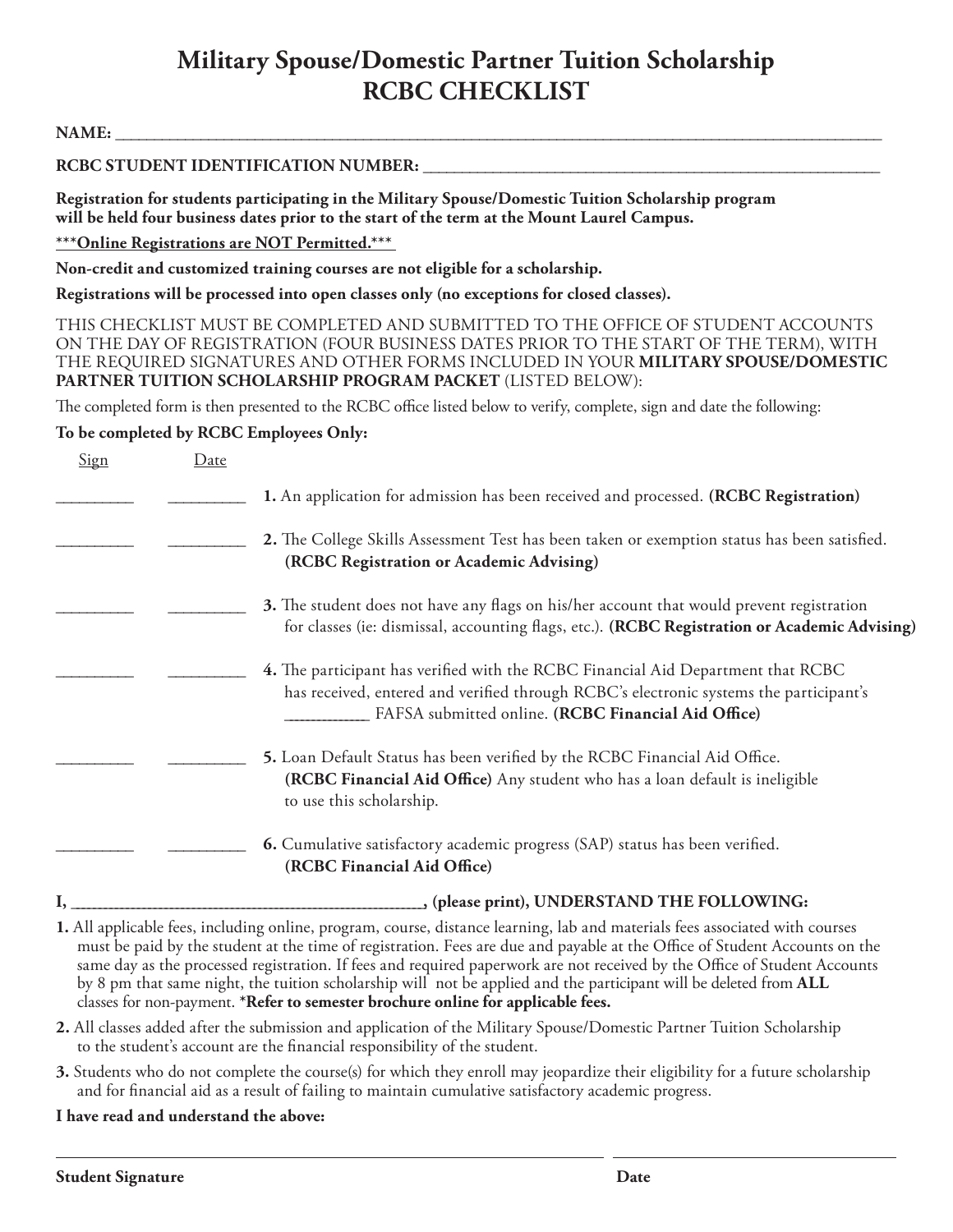# Military Spouse/Domestic Partner Tuition Scholarship
# RCBC CHECKLIST

**NAME:** ______________________________________________________________________________

**RCBC STUDENT IDENTIFICATION NUMBER:** ____________________________________________

**Registration for students participating in the Military Spouse/Domestic Tuition Scholarship program will be held four business dates prior to the start of the term at the Mount Laurel Campus.**

**\*\*\*Online Registrations are NOT Permitted.\*\*\***

**Non-credit and customized training courses are not eligible for a scholarship.**

**Registrations will be processed into open classes only (no exceptions for closed classes).**

THIS CHECKLIST MUST BE COMPLETED AND SUBMITTED TO THE OFFICE OF STUDENT ACCOUNTS ON THE DAY OF REGISTRATION (FOUR BUSINESS DATES PRIOR TO THE START OF THE TERM), WITH THE REQUIRED SIGNATURES AND OTHER FORMS INCLUDED IN YOUR **MILITARY SPOUSE/DOMESTIC PARTNER TUITION SCHOLARSHIP PROGRAM PACKET** (LISTED BELOW):

The completed form is then presented to the RCBC office listed below to verify, complete, sign and date the following:

**To be completed by RCBC Employees Only:**

| Sign | Date | |
|---|---|---|
| _________ | _________ | **1.** An application for admission has been received and processed. **(RCBC Registration)** |
| _________ | _________ | **2.** The College Skills Assessment Test has been taken or exemption status has been satisfied. **(RCBC Registration or Academic Advising)** |
| _________ | _________ | **3.** The student does not have any flags on his/her account that would prevent registration for classes (ie: dismissal, accounting flags, etc.). **(RCBC Registration or Academic Advising)** |
| _________ | _________ | **4.** The participant has verified with the RCBC Financial Aid Department that RCBC has received, entered and verified through RCBC's electronic systems the participant's ___________ FAFSA submitted online. **(RCBC Financial Aid Office)** |
| _________ | _________ | **5.** Loan Default Status has been verified by the RCBC Financial Aid Office. **(RCBC Financial Aid Office)** Any student who has a loan default is ineligible to use this scholarship. |
| _________ | _________ | **6.** Cumulative satisfactory academic progress (SAP) status has been verified. **(RCBC Financial Aid Office)** |

**I, ______________________________________, (please print), UNDERSTAND THE FOLLOWING:**

**1.** All applicable fees, including online, program, course, distance learning, lab and materials fees associated with courses must be paid by the student at the time of registration. Fees are due and payable at the Office of Student Accounts on the same day as the processed registration. If fees and required paperwork are not received by the Office of Student Accounts by 8 pm that same night, the tuition scholarship will not be applied and the participant will be deleted from **ALL** classes for non-payment. \***Refer to semester brochure online for applicable fees.**

**2.** All classes added after the submission and application of the Military Spouse/Domestic Partner Tuition Scholarship to the student's account are the financial responsibility of the student.

**3.** Students who do not complete the course(s) for which they enroll may jeopardize their eligibility for a future scholarship and for financial aid as a result of failing to maintain cumulative satisfactory academic progress.

**I have read and understand the above:**

_______________________________________________ ________________________

**Student Signature** **Date**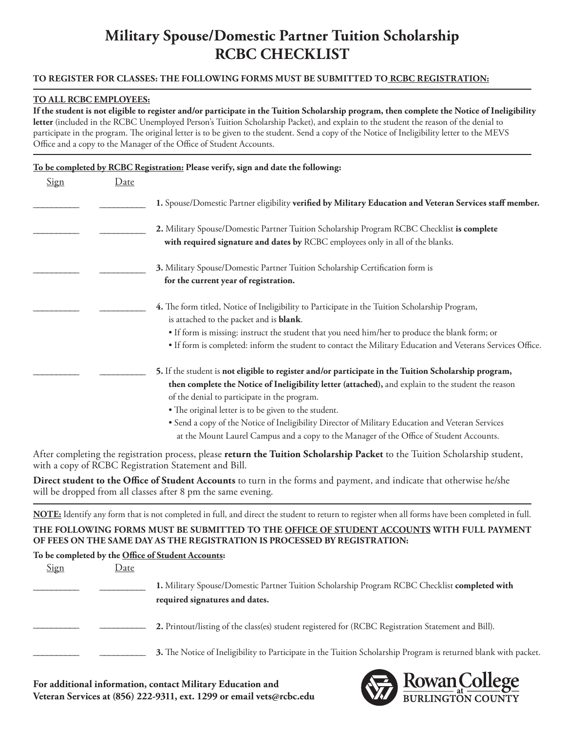# Military Spouse/Domestic Partner Tuition Scholarship
# RCBC CHECKLIST

**TO REGISTER FOR CLASSES: THE FOLLOWING FORMS MUST BE SUBMITTED TO RCBC REGISTRATION:**

---

**TO ALL RCBC EMPLOYEES:**
**If the student is not eligible to register and/or participate in the Tuition Scholarship program, then complete the Notice of Ineligibility letter** (included in the RCBC Unemployed Person's Tuition Scholarship Packet), and explain to the student the reason of the denial to participate in the program. The original letter is to be given to the student. Send a copy of the Notice of Ineligibility letter to the MEVS Office and a copy to the Manager of the Office of Student Accounts.

---

**To be completed by RCBC Registration: Please verify, sign and date the following:**

| Sign | Date | |
|---|---|---|
| __________ | __________ | **1.** Spouse/Domestic Partner eligibility **verified by Military Education and Veteran Services staff member.** |
| __________ | __________ | **2.** Military Spouse/Domestic Partner Tuition Scholarship Program RCBC Checklist **is complete with required signature and dates by** RCBC employees only in all of the blanks. |
| __________ | __________ | **3.** Military Spouse/Domestic Partner Tuition Scholarship Certification form is **for the current year of registration.** |
| __________ | __________ | **4.** The form titled, Notice of Ineligibility to Participate in the Tuition Scholarship Program, is attached to the packet and is **blank**.<br>• If form is missing: instruct the student that you need him/her to produce the blank form; or<br>• If form is completed: inform the student to contact the Military Education and Veterans Services Office. |
| __________ | __________ | **5.** If the student is **not eligible to register and/or participate in the Tuition Scholarship program, then complete the Notice of Ineligibility letter (attached),** and explain to the student the reason of the denial to participate in the program.<br>• The original letter is to be given to the student.<br>• Send a copy of the Notice of Ineligibility Director of Military Education and Veteran Services at the Mount Laurel Campus and a copy to the Manager of the Office of Student Accounts. |

After completing the registration process, please **return the Tuition Scholarship Packet** to the Tuition Scholarship student, with a copy of RCBC Registration Statement and Bill.

**Direct student to the Office of Student Accounts** to turn in the forms and payment, and indicate that otherwise he/she will be dropped from all classes after 8 pm the same evening.

---

**NOTE:** Identify any form that is not completed in full, and direct the student to return to register when all forms have been completed in full.

**THE FOLLOWING FORMS MUST BE SUBMITTED TO THE OFFICE OF STUDENT ACCOUNTS WITH FULL PAYMENT OF FEES ON THE SAME DAY AS THE REGISTRATION IS PROCESSED BY REGISTRATION:**

**To be completed by the Office of Student Accounts:**

| Sign | Date | |
|---|---|---|
| __________ | __________ | **1.** Military Spouse/Domestic Partner Tuition Scholarship Program RCBC Checklist **completed with required signatures and dates.** |
| __________ | __________ | **2.** Printout/listing of the class(es) student registered for (RCBC Registration Statement and Bill). |
| __________ | __________ | **3.** The Notice of Ineligibility to Participate in the Tuition Scholarship Program is returned blank with packet. |

**For additional information, contact Military Education and Veteran Services at (856) 222-9311, ext. 1299 or email vets@rcbc.edu**

Rowan College at Burlington County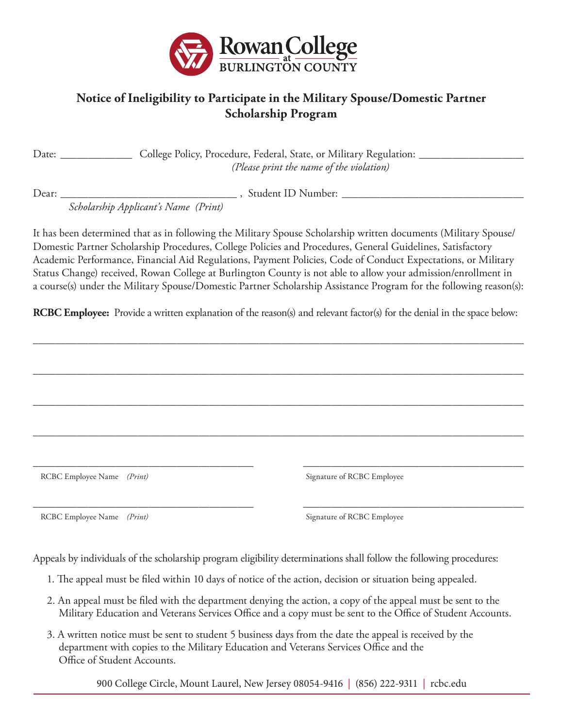Rowan College at BURLINGTON COUNTY

## Notice of Ineligibility to Participate in the Military Spouse/Domestic Partner Scholarship Program

Date: _____________ College Policy, Procedure, Federal, State, or Military Regulation: ___________________
*(Please print the name of the violation)*

Dear: ________________________________ , Student ID Number: _________________________________
*Scholarship Applicant's Name (Print)*

It has been determined that as in following the Military Spouse Scholarship written documents (Military Spouse/Domestic Partner Scholarship Procedures, College Policies and Procedures, General Guidelines, Satisfactory Academic Performance, Financial Aid Regulations, Payment Policies, Code of Conduct Expectations, or Military Status Change) received, Rowan College at Burlington County is not able to allow your admission/enrollment in a course(s) under the Military Spouse/Domestic Partner Scholarship Assistance Program for the following reason(s):

**RCBC Employee:** Provide a written explanation of the reason(s) and relevant factor(s) for the denial in the space below:

_____________________________________________________________________________________

_____________________________________________________________________________________

_____________________________________________________________________________________

_____________________________________________________________________________________

_________________________________________ _________________________________________
RCBC Employee Name *(Print)* Signature of RCBC Employee

_________________________________________ _________________________________________
RCBC Employee Name *(Print)* Signature of RCBC Employee

Appeals by individuals of the scholarship program eligibility determinations shall follow the following procedures:

1. The appeal must be filed within 10 days of notice of the action, decision or situation being appealed.
2. An appeal must be filed with the department denying the action, a copy of the appeal must be sent to the Military Education and Veterans Services Office and a copy must be sent to the Office of Student Accounts.
3. A written notice must be sent to student 5 business days from the date the appeal is received by the department with copies to the Military Education and Veterans Services Office and the Office of Student Accounts.

900 College Circle, Mount Laurel, New Jersey 08054-9416 | (856) 222-9311 | rcbc.edu